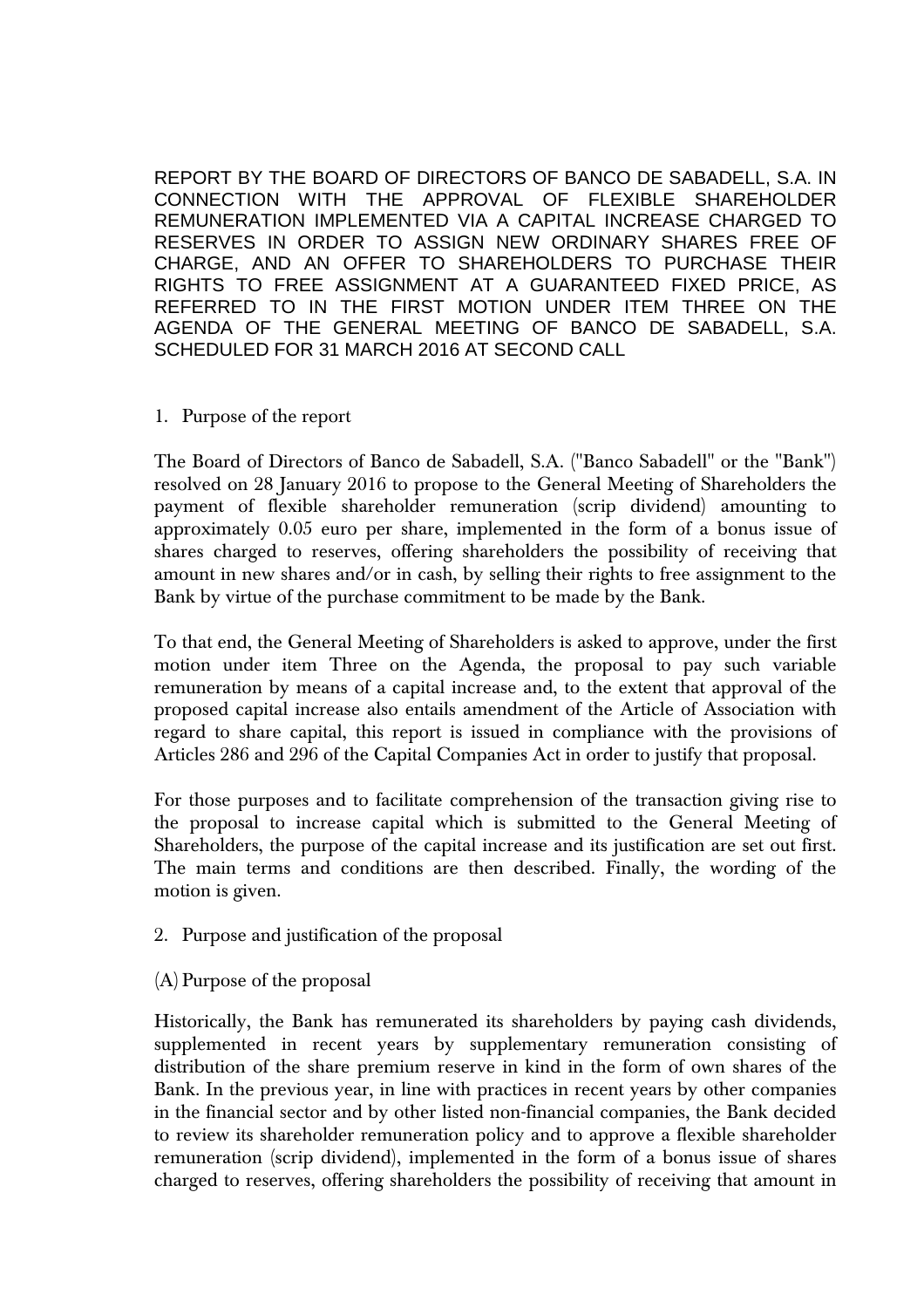# REPORT BY THE BOARD OF DIRECTORS OF BANCO DE SABADELL, S.A. IN CONNECTION WITH THE APPROVAL OF FLEXIBLE SHAREHOLDER REMUNERATION IMPLEMENTED VIA A CAPITAL INCREASE CHARGED TO RESERVES IN ORDER TO ASSIGN NEW ORDINARY SHARES FREE OF CHARGE, AND AN OFFER TO SHAREHOLDERS TO PURCHASE THEIR RIGHTS TO FREE ASSIGNMENT AT A GUARANTEED FIXED PRICE, AS REFERRED TO IN THE FIRST MOTION UNDER ITEM THREE ON THE AGENDA OF THE GENERAL MEETING OF BANCO DE SABADELL, S.A. SCHEDULED FOR 31 MARCH 2016 AT SECOND CALL

## 1. Purpose of the report

The Board of Directors of Banco de Sabadell, S.A. ("Banco Sabadell" or the "Bank") resolved on 28 January 2016 to propose to the General Meeting of Shareholders the payment of flexible shareholder remuneration (scrip dividend) amounting to approximately 0.05 euro per share, implemented in the form of a bonus issue of shares charged to reserves, offering shareholders the possibility of receiving that amount in new shares and/or in cash, by selling their rights to free assignment to the Bank by virtue of the purchase commitment to be made by the Bank.

To that end, the General Meeting of Shareholders is asked to approve, under the first motion under item Three on the Agenda, the proposal to pay such variable remuneration by means of a capital increase and, to the extent that approval of the proposed capital increase also entails amendment of the Article of Association with regard to share capital, this report is issued in compliance with the provisions of Articles 286 and 296 of the Capital Companies Act in order to justify that proposal.

For those purposes and to facilitate comprehension of the transaction giving rise to the proposal to increase capital which is submitted to the General Meeting of Shareholders, the purpose of the capital increase and its justification are set out first. The main terms and conditions are then described. Finally, the wording of the motion is given.

## 2. Purpose and justification of the proposal

### (A) Purpose of the proposal

Historically, the Bank has remunerated its shareholders by paying cash dividends, supplemented in recent years by supplementary remuneration consisting of distribution of the share premium reserve in kind in the form of own shares of the Bank. In the previous year, in line with practices in recent years by other companies in the financial sector and by other listed non-financial companies, the Bank decided to review its shareholder remuneration policy and to approve a flexible shareholder remuneration (scrip dividend), implemented in the form of a bonus issue of shares charged to reserves, offering shareholders the possibility of receiving that amount in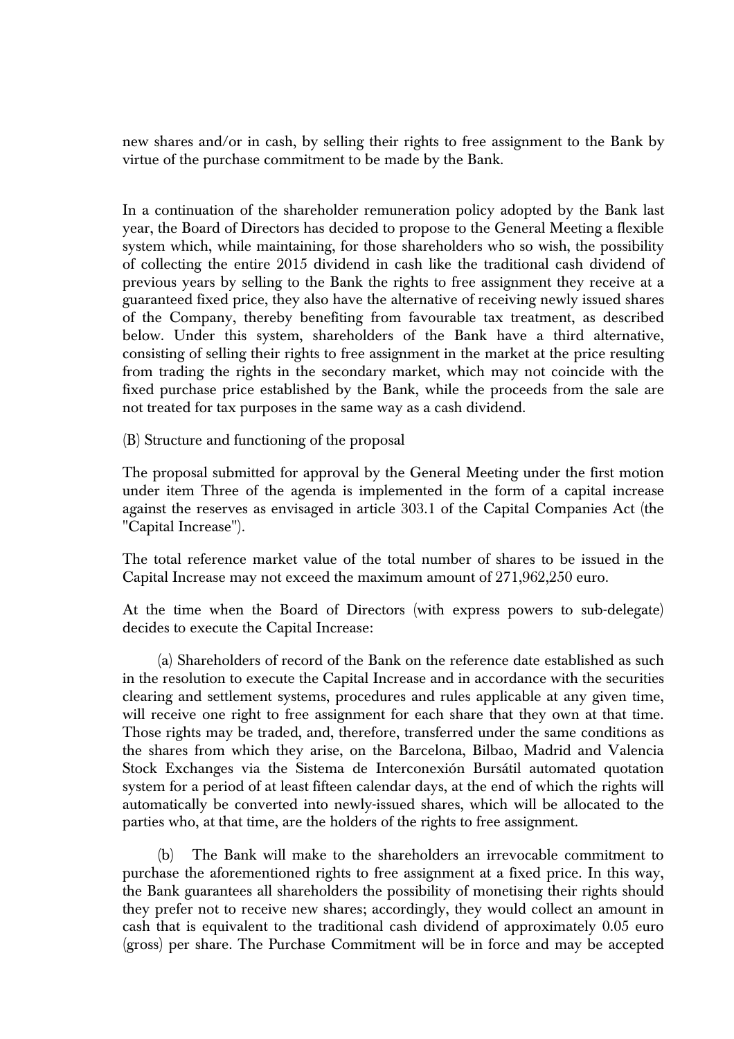new shares and/or in cash, by selling their rights to free assignment to the Bank by virtue of the purchase commitment to be made by the Bank.

In a continuation of the shareholder remuneration policy adopted by the Bank last year, the Board of Directors has decided to propose to the General Meeting a flexible system which, while maintaining, for those shareholders who so wish, the possibility of collecting the entire 2015 dividend in cash like the traditional cash dividend of previous years by selling to the Bank the rights to free assignment they receive at a guaranteed fixed price, they also have the alternative of receiving newly issued shares of the Company, thereby benefiting from favourable tax treatment, as described below. Under this system, shareholders of the Bank have a third alternative, consisting of selling their rights to free assignment in the market at the price resulting from trading the rights in the secondary market, which may not coincide with the fixed purchase price established by the Bank, while the proceeds from the sale are not treated for tax purposes in the same way as a cash dividend.

(B) Structure and functioning of the proposal

The proposal submitted for approval by the General Meeting under the first motion under item Three of the agenda is implemented in the form of a capital increase against the reserves as envisaged in article 303.1 of the Capital Companies Act (the "Capital Increase").

The total reference market value of the total number of shares to be issued in the Capital Increase may not exceed the maximum amount of 271,962,250 euro.

At the time when the Board of Directors (with express powers to sub-delegate) decides to execute the Capital Increase:

(a) Shareholders of record of the Bank on the reference date established as such in the resolution to execute the Capital Increase and in accordance with the securities clearing and settlement systems, procedures and rules applicable at any given time, will receive one right to free assignment for each share that they own at that time. Those rights may be traded, and, therefore, transferred under the same conditions as the shares from which they arise, on the Barcelona, Bilbao, Madrid and Valencia Stock Exchanges via the Sistema de Interconexión Bursátil automated quotation system for a period of at least fifteen calendar days, at the end of which the rights will automatically be converted into newly-issued shares, which will be allocated to the parties who, at that time, are the holders of the rights to free assignment.

(b) The Bank will make to the shareholders an irrevocable commitment to purchase the aforementioned rights to free assignment at a fixed price. In this way, the Bank guarantees all shareholders the possibility of monetising their rights should they prefer not to receive new shares; accordingly, they would collect an amount in cash that is equivalent to the traditional cash dividend of approximately 0.05 euro (gross) per share. The Purchase Commitment will be in force and may be accepted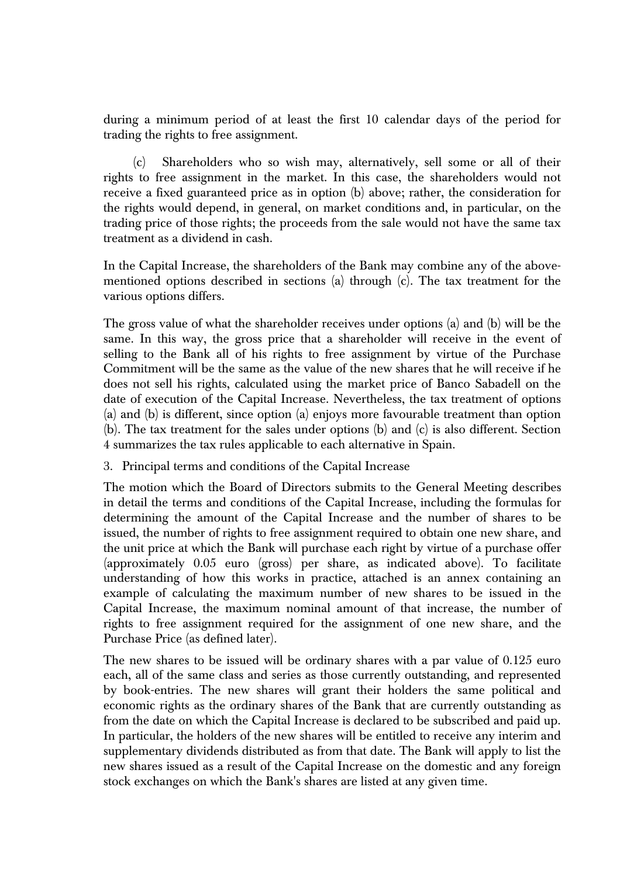during a minimum period of at least the first 10 calendar days of the period for trading the rights to free assignment.

(c) Shareholders who so wish may, alternatively, sell some or all of their rights to free assignment in the market. In this case, the shareholders would not receive a fixed guaranteed price as in option (b) above; rather, the consideration for the rights would depend, in general, on market conditions and, in particular, on the trading price of those rights; the proceeds from the sale would not have the same tax treatment as a dividend in cash.

In the Capital Increase, the shareholders of the Bank may combine any of the above-mentioned options described in sections (a) through (c). The tax treatment for the various options differs.

The gross value of what the shareholder receives under options (a) and (b) will be the same. In this way, the gross price that a shareholder will receive in the event of selling to the Bank all of his rights to free assignment by virtue of the Purchase Commitment will be the same as the value of the new shares that he will receive if he does not sell his rights, calculated using the market price of Banco Sabadell on the date of execution of the Capital Increase. Nevertheless, the tax treatment of options (a) and (b) is different, since option (a) enjoys more favourable treatment than option (b). The tax treatment for the sales under options (b) and (c) is also different. Section 4 summarizes the tax rules applicable to each alternative in Spain.

3. Principal terms and conditions of the Capital Increase

The motion which the Board of Directors submits to the General Meeting describes in detail the terms and conditions of the Capital Increase, including the formulas for determining the amount of the Capital Increase and the number of shares to be issued, the number of rights to free assignment required to obtain one new share, and the unit price at which the Bank will purchase each right by virtue of a purchase offer (approximately 0.05 euro (gross) per share, as indicated above). To facilitate understanding of how this works in practice, attached is an annex containing an example of calculating the maximum number of new shares to be issued in the Capital Increase, the maximum nominal amount of that increase, the number of rights to free assignment required for the assignment of one new share, and the Purchase Price (as defined later).

The new shares to be issued will be ordinary shares with a par value of 0.125 euro each, all of the same class and series as those currently outstanding, and represented by book-entries. The new shares will grant their holders the same political and economic rights as the ordinary shares of the Bank that are currently outstanding as from the date on which the Capital Increase is declared to be subscribed and paid up. In particular, the holders of the new shares will be entitled to receive any interim and supplementary dividends distributed as from that date. The Bank will apply to list the new shares issued as a result of the Capital Increase on the domestic and any foreign stock exchanges on which the Bank's shares are listed at any given time.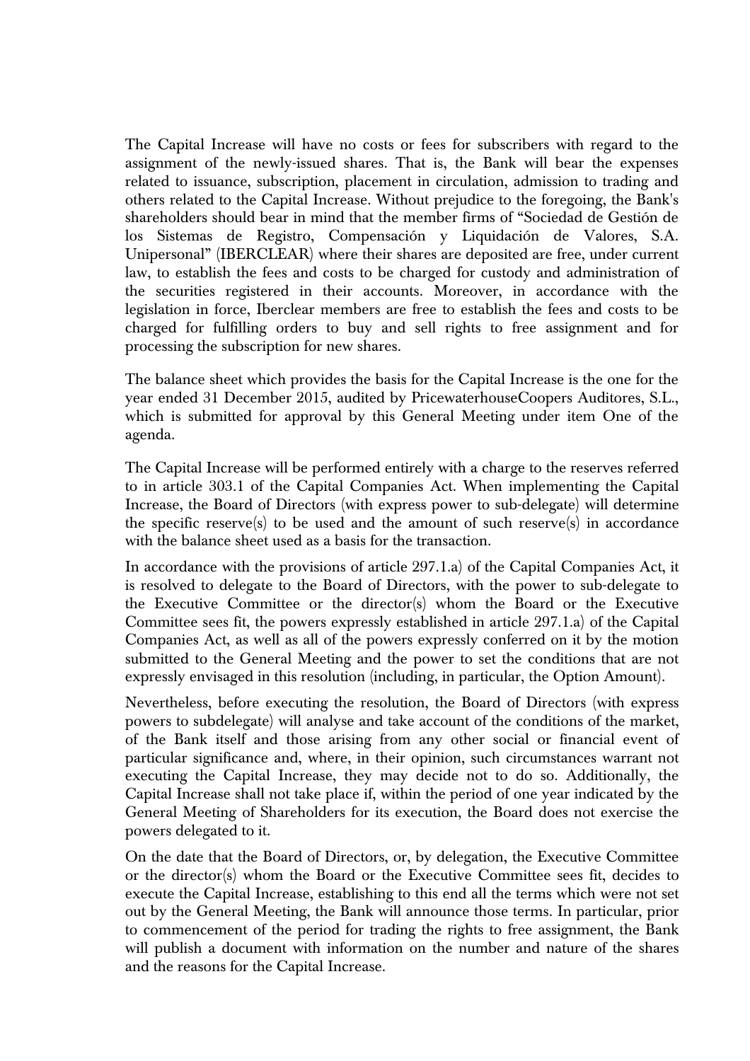The Capital Increase will have no costs or fees for subscribers with regard to the assignment of the newly-issued shares. That is, the Bank will bear the expenses related to issuance, subscription, placement in circulation, admission to trading and others related to the Capital Increase. Without prejudice to the foregoing, the Bank's shareholders should bear in mind that the member firms of "Sociedad de Gestión de los Sistemas de Registro, Compensación y Liquidación de Valores, S.A. Unipersonal" (IBERCLEAR) where their shares are deposited are free, under current law, to establish the fees and costs to be charged for custody and administration of the securities registered in their accounts. Moreover, in accordance with the legislation in force, Iberclear members are free to establish the fees and costs to be charged for fulfilling orders to buy and sell rights to free assignment and for processing the subscription for new shares.

The balance sheet which provides the basis for the Capital Increase is the one for the year ended 31 December 2015, audited by PricewaterhouseCoopers Auditores, S.L., which is submitted for approval by this General Meeting under item One of the agenda.

The Capital Increase will be performed entirely with a charge to the reserves referred to in article 303.1 of the Capital Companies Act. When implementing the Capital Increase, the Board of Directors (with express power to sub-delegate) will determine the specific reserve(s) to be used and the amount of such reserve(s) in accordance with the balance sheet used as a basis for the transaction.

In accordance with the provisions of article 297.1.a) of the Capital Companies Act, it is resolved to delegate to the Board of Directors, with the power to sub-delegate to the Executive Committee or the director(s) whom the Board or the Executive Committee sees fit, the powers expressly established in article 297.1.a) of the Capital Companies Act, as well as all of the powers expressly conferred on it by the motion submitted to the General Meeting and the power to set the conditions that are not expressly envisaged in this resolution (including, in particular, the Option Amount).

Nevertheless, before executing the resolution, the Board of Directors (with express powers to subdelegate) will analyse and take account of the conditions of the market, of the Bank itself and those arising from any other social or financial event of particular significance and, where, in their opinion, such circumstances warrant not executing the Capital Increase, they may decide not to do so. Additionally, the Capital Increase shall not take place if, within the period of one year indicated by the General Meeting of Shareholders for its execution, the Board does not exercise the powers delegated to it.

On the date that the Board of Directors, or, by delegation, the Executive Committee or the director(s) whom the Board or the Executive Committee sees fit, decides to execute the Capital Increase, establishing to this end all the terms which were not set out by the General Meeting, the Bank will announce those terms. In particular, prior to commencement of the period for trading the rights to free assignment, the Bank will publish a document with information on the number and nature of the shares and the reasons for the Capital Increase.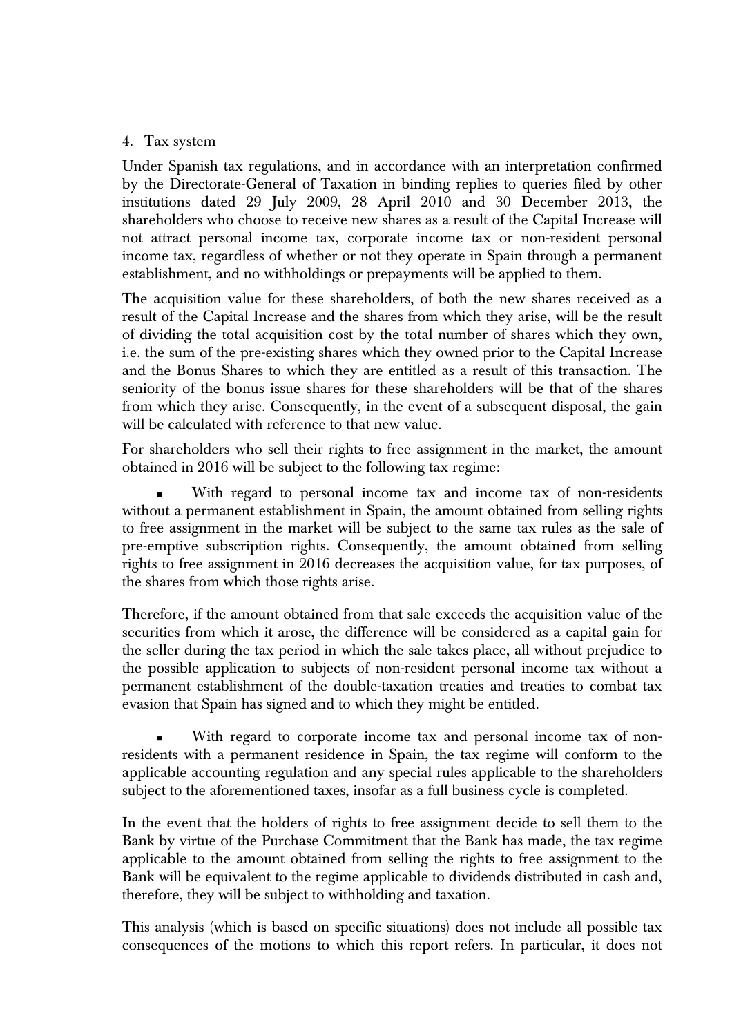4. Tax system

Under Spanish tax regulations, and in accordance with an interpretation confirmed by the Directorate-General of Taxation in binding replies to queries filed by other institutions dated 29 July 2009, 28 April 2010 and 30 December 2013, the shareholders who choose to receive new shares as a result of the Capital Increase will not attract personal income tax, corporate income tax or non-resident personal income tax, regardless of whether or not they operate in Spain through a permanent establishment, and no withholdings or prepayments will be applied to them.

The acquisition value for these shareholders, of both the new shares received as a result of the Capital Increase and the shares from which they arise, will be the result of dividing the total acquisition cost by the total number of shares which they own, i.e. the sum of the pre-existing shares which they owned prior to the Capital Increase and the Bonus Shares to which they are entitled as a result of this transaction. The seniority of the bonus issue shares for these shareholders will be that of the shares from which they arise. Consequently, in the event of a subsequent disposal, the gain will be calculated with reference to that new value.

For shareholders who sell their rights to free assignment in the market, the amount obtained in 2016 will be subject to the following tax regime:

- With regard to personal income tax and income tax of non-residents without a permanent establishment in Spain, the amount obtained from selling rights to free assignment in the market will be subject to the same tax rules as the sale of pre-emptive subscription rights. Consequently, the amount obtained from selling rights to free assignment in 2016 decreases the acquisition value, for tax purposes, of the shares from which those rights arise.

Therefore, if the amount obtained from that sale exceeds the acquisition value of the securities from which it arose, the difference will be considered as a capital gain for the seller during the tax period in which the sale takes place, all without prejudice to the possible application to subjects of non-resident personal income tax without a permanent establishment of the double-taxation treaties and treaties to combat tax evasion that Spain has signed and to which they might be entitled.

- With regard to corporate income tax and personal income tax of non-residents with a permanent residence in Spain, the tax regime will conform to the applicable accounting regulation and any special rules applicable to the shareholders subject to the aforementioned taxes, insofar as a full business cycle is completed.

In the event that the holders of rights to free assignment decide to sell them to the Bank by virtue of the Purchase Commitment that the Bank has made, the tax regime applicable to the amount obtained from selling the rights to free assignment to the Bank will be equivalent to the regime applicable to dividends distributed in cash and, therefore, they will be subject to withholding and taxation.

This analysis (which is based on specific situations) does not include all possible tax consequences of the motions to which this report refers. In particular, it does not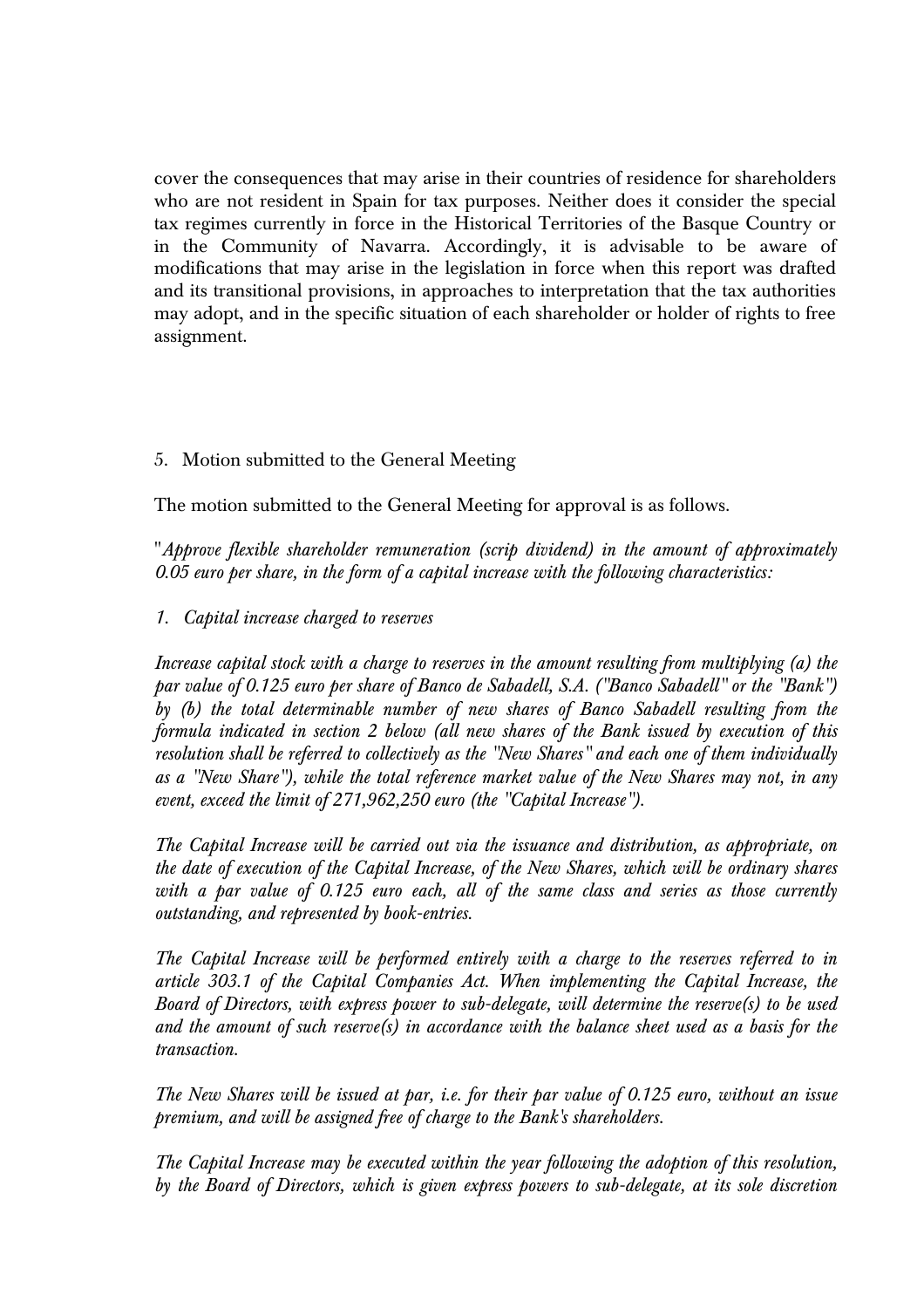cover the consequences that may arise in their countries of residence for shareholders who are not resident in Spain for tax purposes. Neither does it consider the special tax regimes currently in force in the Historical Territories of the Basque Country or in the Community of Navarra. Accordingly, it is advisable to be aware of modifications that may arise in the legislation in force when this report was drafted and its transitional provisions, in approaches to interpretation that the tax authorities may adopt, and in the specific situation of each shareholder or holder of rights to free assignment.

## 5. Motion submitted to the General Meeting

The motion submitted to the General Meeting for approval is as follows.

"*Approve flexible shareholder remuneration (scrip dividend) in the amount of approximately 0.05 euro per share, in the form of a capital increase with the following characteristics:*

*1. Capital increase charged to reserves*

*Increase capital stock with a charge to reserves in the amount resulting from multiplying (a) the par value of 0.125 euro per share of Banco de Sabadell, S.A. ("Banco Sabadell" or the "Bank") by (b) the total determinable number of new shares of Banco Sabadell resulting from the formula indicated in section 2 below (all new shares of the Bank issued by execution of this resolution shall be referred to collectively as the "New Shares" and each one of them individually as a "New Share"), while the total reference market value of the New Shares may not, in any event, exceed the limit of 271,962,250 euro (the "Capital Increase").*

*The Capital Increase will be carried out via the issuance and distribution, as appropriate, on the date of execution of the Capital Increase, of the New Shares, which will be ordinary shares with a par value of 0.125 euro each, all of the same class and series as those currently outstanding, and represented by book-entries.*

*The Capital Increase will be performed entirely with a charge to the reserves referred to in article 303.1 of the Capital Companies Act. When implementing the Capital Increase, the Board of Directors, with express power to sub-delegate, will determine the reserve(s) to be used and the amount of such reserve(s) in accordance with the balance sheet used as a basis for the transaction.*

*The New Shares will be issued at par, i.e. for their par value of 0.125 euro, without an issue premium, and will be assigned free of charge to the Bank's shareholders.*

*The Capital Increase may be executed within the year following the adoption of this resolution, by the Board of Directors, which is given express powers to sub-delegate, at its sole discretion*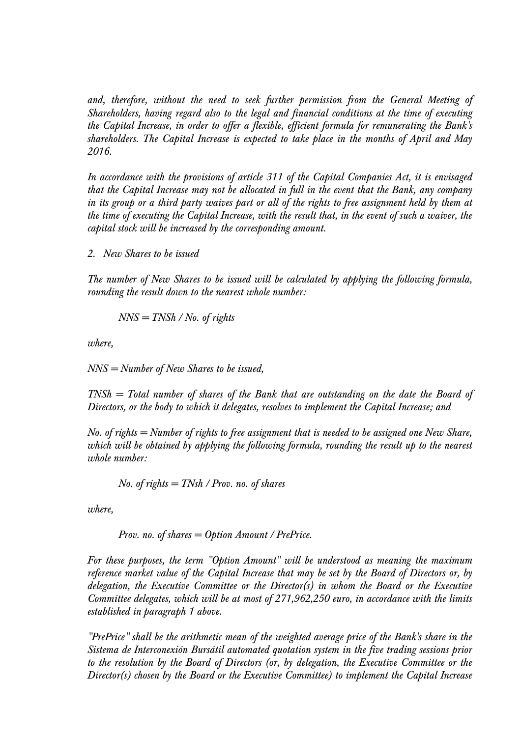*and, therefore, without the need to seek further permission from the General Meeting of Shareholders, having regard also to the legal and financial conditions at the time of executing the Capital Increase, in order to offer a flexible, efficient formula for remunerating the Bank's shareholders. The Capital Increase is expected to take place in the months of April and May 2016.*

*In accordance with the provisions of article 311 of the Capital Companies Act, it is envisaged that the Capital Increase may not be allocated in full in the event that the Bank, any company in its group or a third party waives part or all of the rights to free assignment held by them at the time of executing the Capital Increase, with the result that, in the event of such a waiver, the capital stock will be increased by the corresponding amount.*

*2. New Shares to be issued*

*The number of New Shares to be issued will be calculated by applying the following formula, rounding the result down to the nearest whole number:*

> *NNS = TNSh / No. of rights*

*where,*

*NNS = Number of New Shares to be issued,*

*TNSh = Total number of shares of the Bank that are outstanding on the date the Board of Directors, or the body to which it delegates, resolves to implement the Capital Increase; and*

*No. of rights = Number of rights to free assignment that is needed to be assigned one New Share, which will be obtained by applying the following formula, rounding the result up to the nearest whole number:*

> *No. of rights = TNsh / Prov. no. of shares*

*where,*

> *Prov. no. of shares = Option Amount / PrePrice.*

*For these purposes, the term "Option Amount" will be understood as meaning the maximum reference market value of the Capital Increase that may be set by the Board of Directors or, by delegation, the Executive Committee or the Director(s) in whom the Board or the Executive Committee delegates, which will be at most of 271,962,250 euro, in accordance with the limits established in paragraph 1 above.*

*"PrePrice" shall be the arithmetic mean of the weighted average price of the Bank's share in the Sistema de Interconexión Bursátil automated quotation system in the five trading sessions prior to the resolution by the Board of Directors (or, by delegation, the Executive Committee or the Director(s) chosen by the Board or the Executive Committee) to implement the Capital Increase*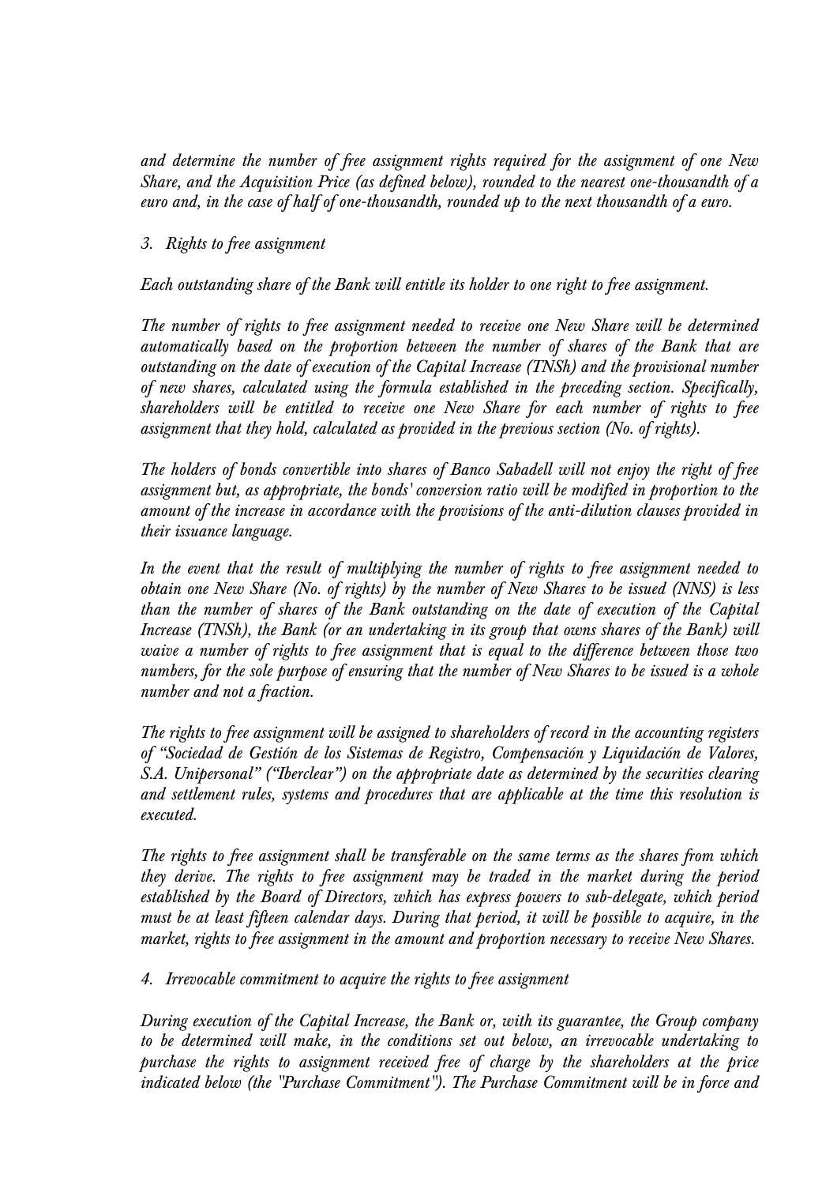*and determine the number of free assignment rights required for the assignment of one New Share, and the Acquisition Price (as defined below), rounded to the nearest one-thousandth of a euro and, in the case of half of one-thousandth, rounded up to the next thousandth of a euro.*

*3. Rights to free assignment*

*Each outstanding share of the Bank will entitle its holder to one right to free assignment.*

*The number of rights to free assignment needed to receive one New Share will be determined automatically based on the proportion between the number of shares of the Bank that are outstanding on the date of execution of the Capital Increase (TNSh) and the provisional number of new shares, calculated using the formula established in the preceding section. Specifically, shareholders will be entitled to receive one New Share for each number of rights to free assignment that they hold, calculated as provided in the previous section (No. of rights).*

*The holders of bonds convertible into shares of Banco Sabadell will not enjoy the right of free assignment but, as appropriate, the bonds' conversion ratio will be modified in proportion to the amount of the increase in accordance with the provisions of the anti-dilution clauses provided in their issuance language.*

*In the event that the result of multiplying the number of rights to free assignment needed to obtain one New Share (No. of rights) by the number of New Shares to be issued (NNS) is less than the number of shares of the Bank outstanding on the date of execution of the Capital Increase (TNSh), the Bank (or an undertaking in its group that owns shares of the Bank) will waive a number of rights to free assignment that is equal to the difference between those two numbers, for the sole purpose of ensuring that the number of New Shares to be issued is a whole number and not a fraction.*

*The rights to free assignment will be assigned to shareholders of record in the accounting registers of "Sociedad de Gestión de los Sistemas de Registro, Compensación y Liquidación de Valores, S.A. Unipersonal" ("Iberclear") on the appropriate date as determined by the securities clearing and settlement rules, systems and procedures that are applicable at the time this resolution is executed.*

*The rights to free assignment shall be transferable on the same terms as the shares from which they derive. The rights to free assignment may be traded in the market during the period established by the Board of Directors, which has express powers to sub-delegate, which period must be at least fifteen calendar days. During that period, it will be possible to acquire, in the market, rights to free assignment in the amount and proportion necessary to receive New Shares.*

*4. Irrevocable commitment to acquire the rights to free assignment*

*During execution of the Capital Increase, the Bank or, with its guarantee, the Group company to be determined will make, in the conditions set out below, an irrevocable undertaking to purchase the rights to assignment received free of charge by the shareholders at the price indicated below (the "Purchase Commitment"). The Purchase Commitment will be in force and*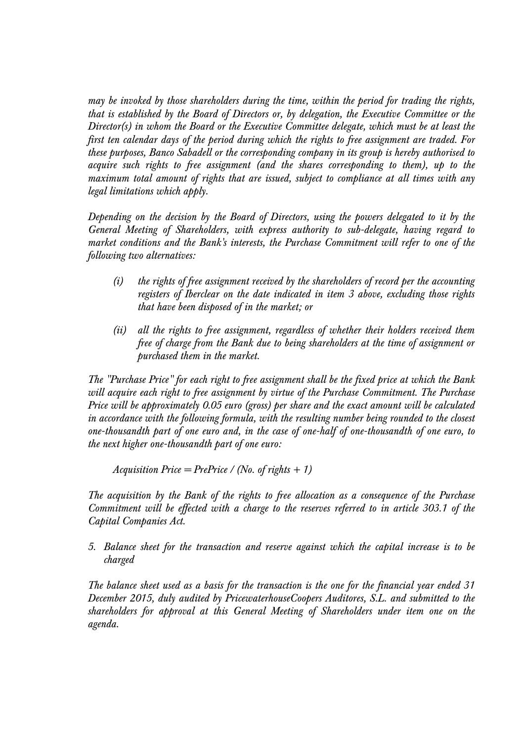*may be invoked by those shareholders during the time, within the period for trading the rights, that is established by the Board of Directors or, by delegation, the Executive Committee or the Director(s) in whom the Board or the Executive Committee delegate, which must be at least the first ten calendar days of the period during which the rights to free assignment are traded. For these purposes, Banco Sabadell or the corresponding company in its group is hereby authorised to acquire such rights to free assignment (and the shares corresponding to them), up to the maximum total amount of rights that are issued, subject to compliance at all times with any legal limitations which apply.*

*Depending on the decision by the Board of Directors, using the powers delegated to it by the General Meeting of Shareholders, with express authority to sub-delegate, having regard to market conditions and the Bank's interests, the Purchase Commitment will refer to one of the following two alternatives:*

- *(i) the rights of free assignment received by the shareholders of record per the accounting registers of Iberclear on the date indicated in item 3 above, excluding those rights that have been disposed of in the market; or*
- *(ii) all the rights to free assignment, regardless of whether their holders received them free of charge from the Bank due to being shareholders at the time of assignment or purchased them in the market.*

*The "Purchase Price" for each right to free assignment shall be the fixed price at which the Bank will acquire each right to free assignment by virtue of the Purchase Commitment. The Purchase Price will be approximately 0.05 euro (gross) per share and the exact amount will be calculated in accordance with the following formula, with the resulting number being rounded to the closest one-thousandth part of one euro and, in the case of one-half of one-thousandth of one euro, to the next higher one-thousandth part of one euro:*

*Acquisition Price = PrePrice / (No. of rights + 1)*

*The acquisition by the Bank of the rights to free allocation as a consequence of the Purchase Commitment will be effected with a charge to the reserves referred to in article 303.1 of the Capital Companies Act.*

*5. Balance sheet for the transaction and reserve against which the capital increase is to be charged*

*The balance sheet used as a basis for the transaction is the one for the financial year ended 31 December 2015, duly audited by PricewaterhouseCoopers Auditores, S.L. and submitted to the shareholders for approval at this General Meeting of Shareholders under item one on the agenda.*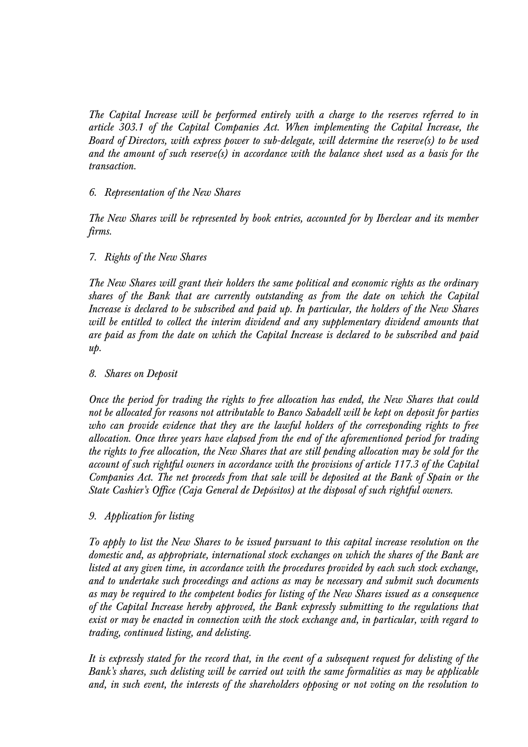*The Capital Increase will be performed entirely with a charge to the reserves referred to in article 303.1 of the Capital Companies Act. When implementing the Capital Increase, the Board of Directors, with express power to sub-delegate, will determine the reserve(s) to be used and the amount of such reserve(s) in accordance with the balance sheet used as a basis for the transaction.*

*6. Representation of the New Shares*

*The New Shares will be represented by book entries, accounted for by Iberclear and its member firms.*

*7. Rights of the New Shares*

*The New Shares will grant their holders the same political and economic rights as the ordinary shares of the Bank that are currently outstanding as from the date on which the Capital Increase is declared to be subscribed and paid up. In particular, the holders of the New Shares will be entitled to collect the interim dividend and any supplementary dividend amounts that are paid as from the date on which the Capital Increase is declared to be subscribed and paid up.*

*8. Shares on Deposit*

*Once the period for trading the rights to free allocation has ended, the New Shares that could not be allocated for reasons not attributable to Banco Sabadell will be kept on deposit for parties who can provide evidence that they are the lawful holders of the corresponding rights to free allocation. Once three years have elapsed from the end of the aforementioned period for trading the rights to free allocation, the New Shares that are still pending allocation may be sold for the account of such rightful owners in accordance with the provisions of article 117.3 of the Capital Companies Act. The net proceeds from that sale will be deposited at the Bank of Spain or the State Cashier's Office (Caja General de Depósitos) at the disposal of such rightful owners.*

*9. Application for listing*

*To apply to list the New Shares to be issued pursuant to this capital increase resolution on the domestic and, as appropriate, international stock exchanges on which the shares of the Bank are listed at any given time, in accordance with the procedures provided by each such stock exchange, and to undertake such proceedings and actions as may be necessary and submit such documents as may be required to the competent bodies for listing of the New Shares issued as a consequence of the Capital Increase hereby approved, the Bank expressly submitting to the regulations that exist or may be enacted in connection with the stock exchange and, in particular, with regard to trading, continued listing, and delisting.*

*It is expressly stated for the record that, in the event of a subsequent request for delisting of the Bank's shares, such delisting will be carried out with the same formalities as may be applicable and, in such event, the interests of the shareholders opposing or not voting on the resolution to*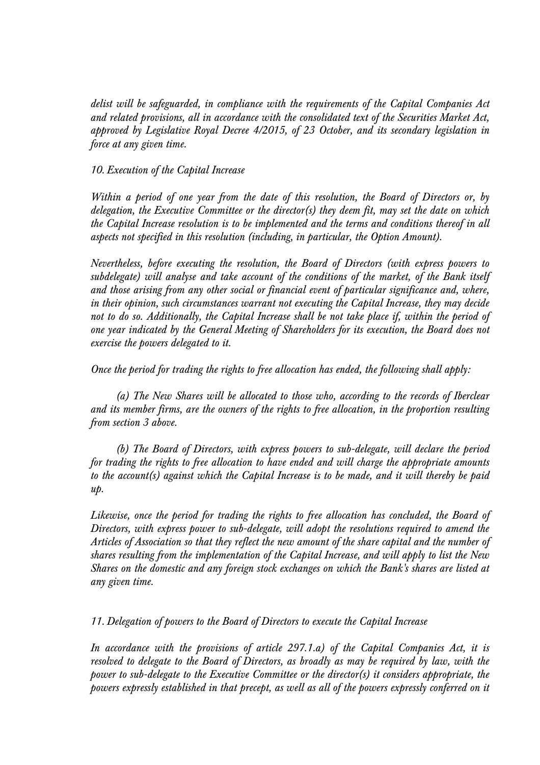*delist will be safeguarded, in compliance with the requirements of the Capital Companies Act and related provisions, all in accordance with the consolidated text of the Securities Market Act, approved by Legislative Royal Decree 4/2015, of 23 October, and its secondary legislation in force at any given time.*

*10. Execution of the Capital Increase*

*Within a period of one year from the date of this resolution, the Board of Directors or, by delegation, the Executive Committee or the director(s) they deem fit, may set the date on which the Capital Increase resolution is to be implemented and the terms and conditions thereof in all aspects not specified in this resolution (including, in particular, the Option Amount).*

*Nevertheless, before executing the resolution, the Board of Directors (with express powers to subdelegate) will analyse and take account of the conditions of the market, of the Bank itself and those arising from any other social or financial event of particular significance and, where, in their opinion, such circumstances warrant not executing the Capital Increase, they may decide not to do so. Additionally, the Capital Increase shall be not take place if, within the period of one year indicated by the General Meeting of Shareholders for its execution, the Board does not exercise the powers delegated to it.*

*Once the period for trading the rights to free allocation has ended, the following shall apply:*

*(a) The New Shares will be allocated to those who, according to the records of Iberclear and its member firms, are the owners of the rights to free allocation, in the proportion resulting from section 3 above.*

*(b) The Board of Directors, with express powers to sub-delegate, will declare the period for trading the rights to free allocation to have ended and will charge the appropriate amounts to the account(s) against which the Capital Increase is to be made, and it will thereby be paid up.*

*Likewise, once the period for trading the rights to free allocation has concluded, the Board of Directors, with express power to sub-delegate, will adopt the resolutions required to amend the Articles of Association so that they reflect the new amount of the share capital and the number of shares resulting from the implementation of the Capital Increase, and will apply to list the New Shares on the domestic and any foreign stock exchanges on which the Bank's shares are listed at any given time.*

*11. Delegation of powers to the Board of Directors to execute the Capital Increase*

*In accordance with the provisions of article 297.1.a) of the Capital Companies Act, it is resolved to delegate to the Board of Directors, as broadly as may be required by law, with the power to sub-delegate to the Executive Committee or the director(s) it considers appropriate, the powers expressly established in that precept, as well as all of the powers expressly conferred on it*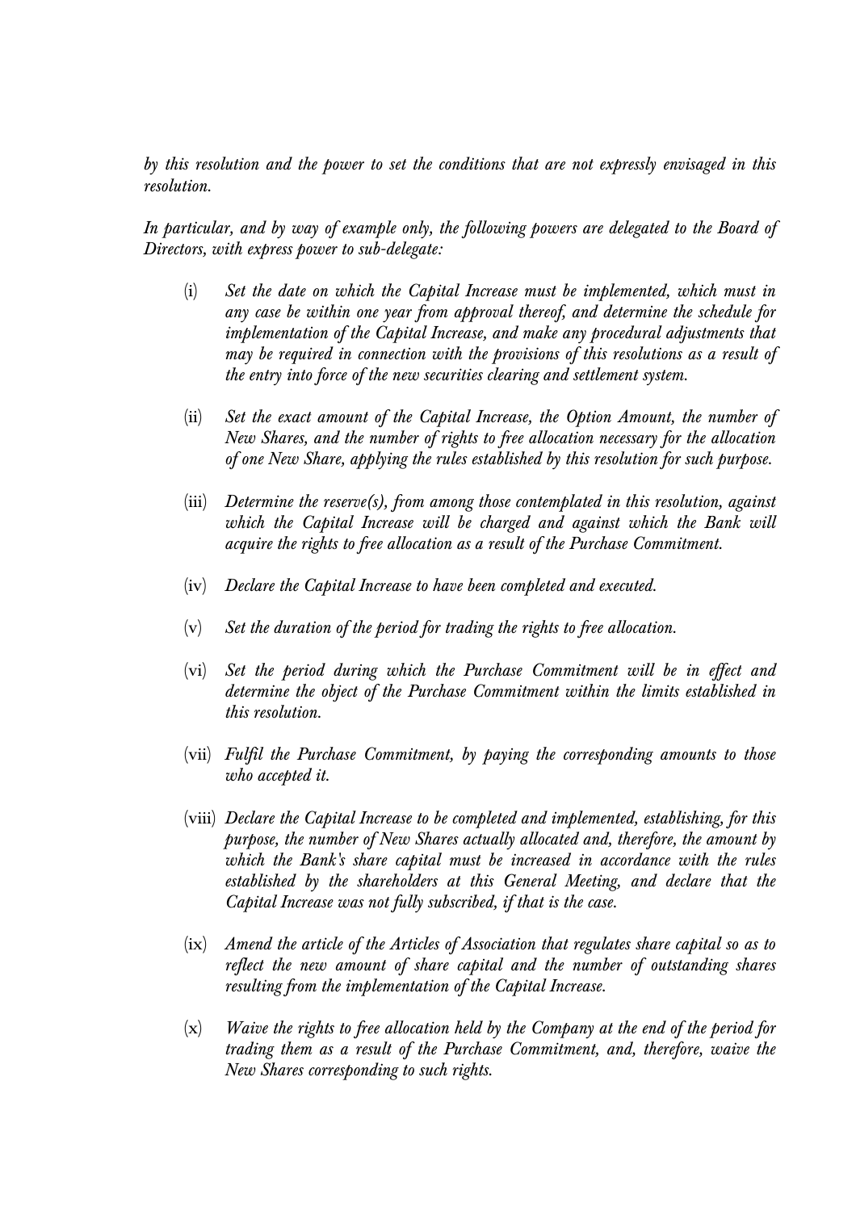*by this resolution and the power to set the conditions that are not expressly envisaged in this resolution.*

*In particular, and by way of example only, the following powers are delegated to the Board of Directors, with express power to sub-delegate:*

(i) *Set the date on which the Capital Increase must be implemented, which must in any case be within one year from approval thereof, and determine the schedule for implementation of the Capital Increase, and make any procedural adjustments that may be required in connection with the provisions of this resolutions as a result of the entry into force of the new securities clearing and settlement system.*

(ii) *Set the exact amount of the Capital Increase, the Option Amount, the number of New Shares, and the number of rights to free allocation necessary for the allocation of one New Share, applying the rules established by this resolution for such purpose.*

(iii) *Determine the reserve(s), from among those contemplated in this resolution, against which the Capital Increase will be charged and against which the Bank will acquire the rights to free allocation as a result of the Purchase Commitment.*

(iv) *Declare the Capital Increase to have been completed and executed.*

(v) *Set the duration of the period for trading the rights to free allocation.*

(vi) *Set the period during which the Purchase Commitment will be in effect and determine the object of the Purchase Commitment within the limits established in this resolution.*

(vii) *Fulfil the Purchase Commitment, by paying the corresponding amounts to those who accepted it.*

(viii) *Declare the Capital Increase to be completed and implemented, establishing, for this purpose, the number of New Shares actually allocated and, therefore, the amount by which the Bank's share capital must be increased in accordance with the rules established by the shareholders at this General Meeting, and declare that the Capital Increase was not fully subscribed, if that is the case.*

(ix) *Amend the article of the Articles of Association that regulates share capital so as to reflect the new amount of share capital and the number of outstanding shares resulting from the implementation of the Capital Increase.*

(x) *Waive the rights to free allocation held by the Company at the end of the period for trading them as a result of the Purchase Commitment, and, therefore, waive the New Shares corresponding to such rights.*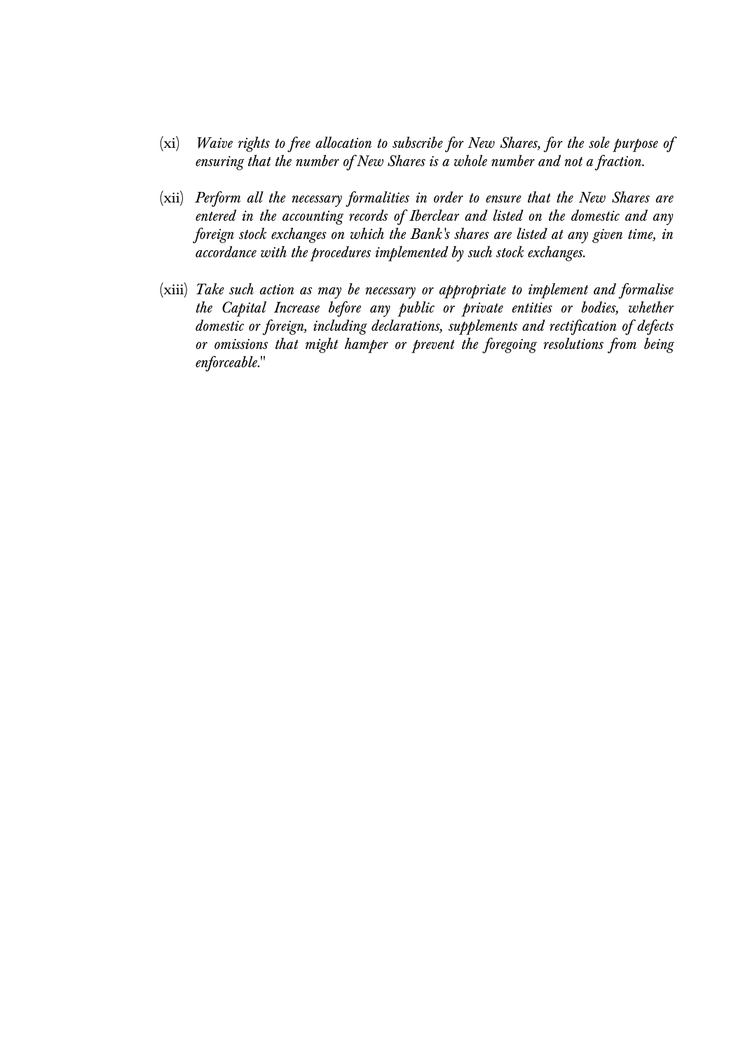(xi) *Waive rights to free allocation to subscribe for New Shares, for the sole purpose of ensuring that the number of New Shares is a whole number and not a fraction.*

(xii) *Perform all the necessary formalities in order to ensure that the New Shares are entered in the accounting records of Iberclear and listed on the domestic and any foreign stock exchanges on which the Bank's shares are listed at any given time, in accordance with the procedures implemented by such stock exchanges.*

(xiii) *Take such action as may be necessary or appropriate to implement and formalise the Capital Increase before any public or private entities or bodies, whether domestic or foreign, including declarations, supplements and rectification of defects or omissions that might hamper or prevent the foregoing resolutions from being enforceable.*"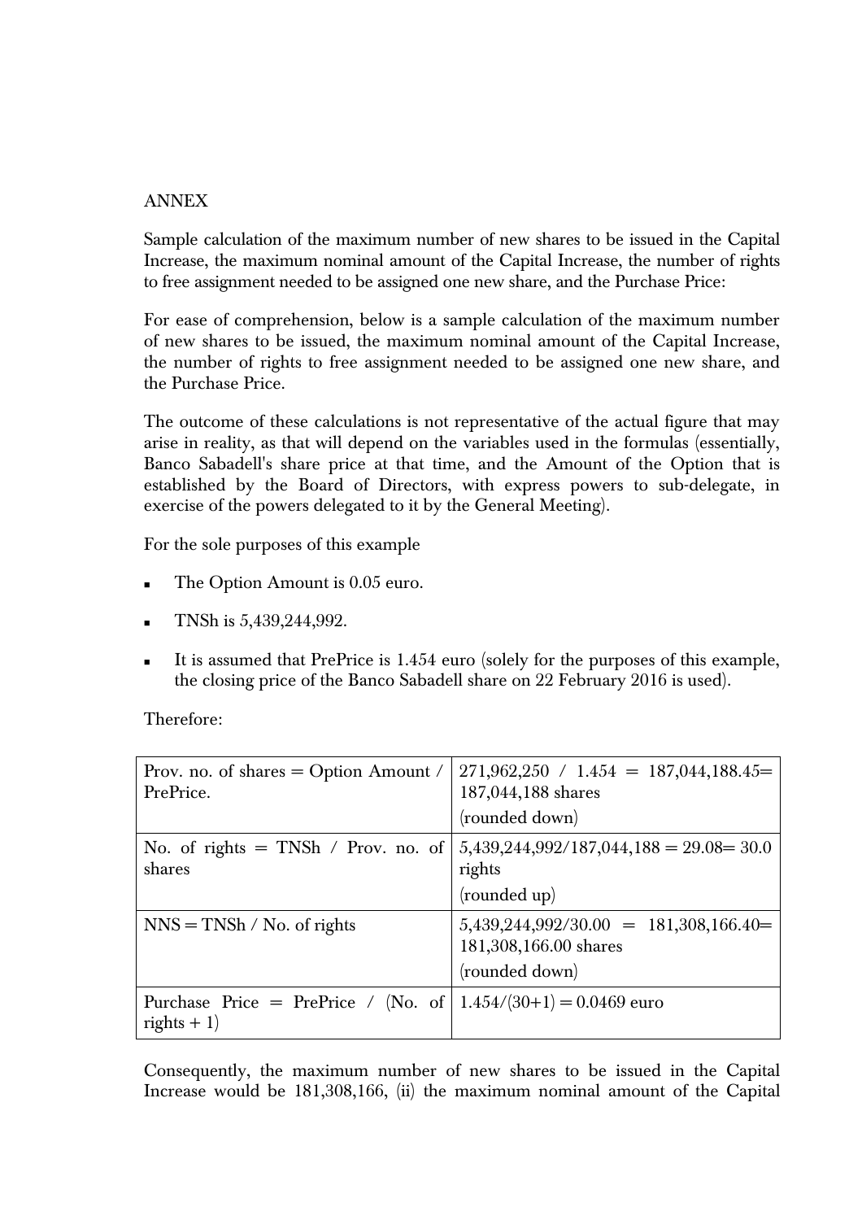ANNEX

Sample calculation of the maximum number of new shares to be issued in the Capital Increase, the maximum nominal amount of the Capital Increase, the number of rights to free assignment needed to be assigned one new share, and the Purchase Price:

For ease of comprehension, below is a sample calculation of the maximum number of new shares to be issued, the maximum nominal amount of the Capital Increase, the number of rights to free assignment needed to be assigned one new share, and the Purchase Price.

The outcome of these calculations is not representative of the actual figure that may arise in reality, as that will depend on the variables used in the formulas (essentially, Banco Sabadell's share price at that time, and the Amount of the Option that is established by the Board of Directors, with express powers to sub-delegate, in exercise of the powers delegated to it by the General Meeting).

For the sole purposes of this example

- The Option Amount is 0.05 euro.
- TNSh is 5,439,244,992.
- It is assumed that PrePrice is 1.454 euro (solely for the purposes of this example, the closing price of the Banco Sabadell share on 22 February 2016 is used).

Therefore:

| | |
|---|---|
| Prov. no. of shares = Option Amount / PrePrice. | 271,962,250 / 1.454 = 187,044,188.45= 187,044,188 shares (rounded down) |
| No. of rights = TNSh / Prov. no. of shares | 5,439,244,992/187,044,188 = 29.08= 30.0 rights (rounded up) |
| NNS = TNSh / No. of rights | 5,439,244,992/30.00 = 181,308,166.40= 181,308,166.00 shares (rounded down) |
| Purchase Price = PrePrice / (No. of rights + 1) | 1.454/(30+1) = 0.0469 euro |

Consequently, the maximum number of new shares to be issued in the Capital Increase would be 181,308,166, (ii) the maximum nominal amount of the Capital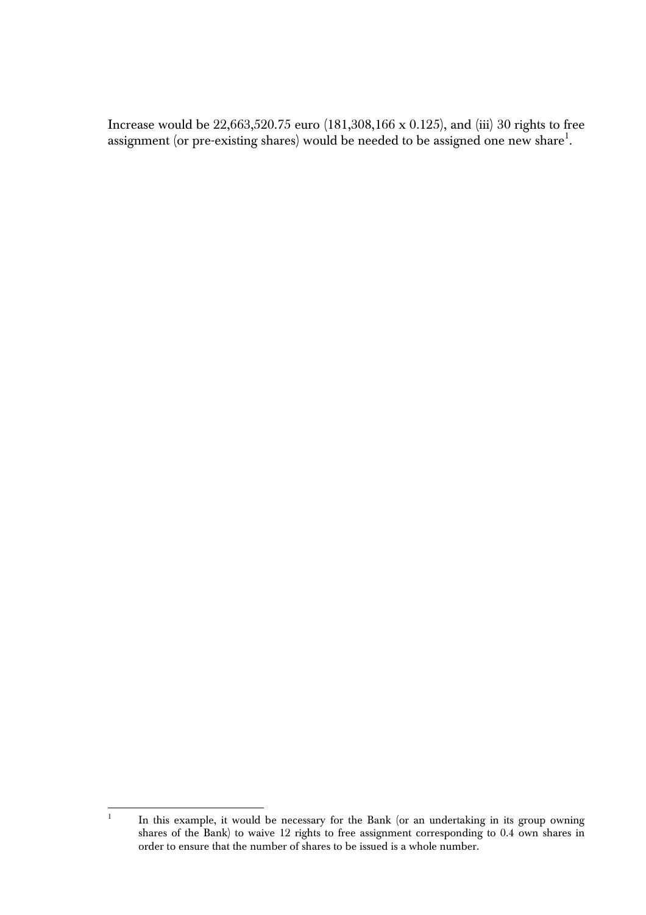Increase would be 22,663,520.75 euro (181,308,166 x 0.125), and (iii) 30 rights to free assignment (or pre-existing shares) would be needed to be assigned one new share[1].

[1] In this example, it would be necessary for the Bank (or an undertaking in its group owning shares of the Bank) to waive 12 rights to free assignment corresponding to 0.4 own shares in order to ensure that the number of shares to be issued is a whole number.